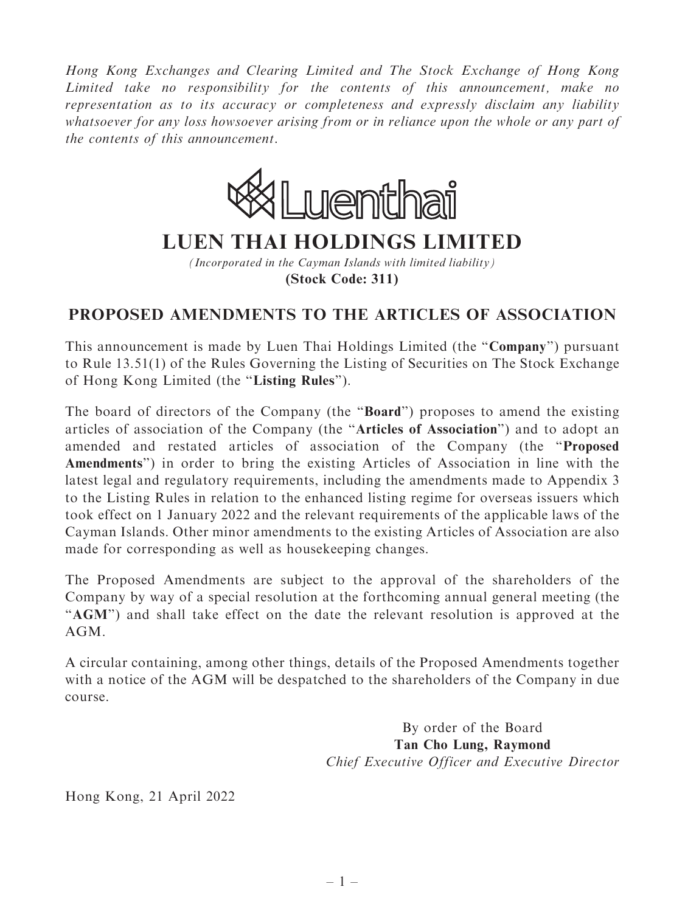*Hong Kong Exchanges and Clearing Limited and The Stock Exchange of Hong Kong Limited take no responsibility for the contents of this announcement, make no representation as to its accuracy or completeness and expressly disclaim any liability whatsoever for any loss howsoever arising from or in reliance upon the whole or any part of the contents of this announcement.*

# LUEN THAI HOLDINGS LIMITED

*(Incorporated in the Cayman Islands with limited liability)*

**(Stock Code: 311)**

## PROPOSED AMENDMENTS TO THE ARTICLES OF ASSOCIATION

This announcement is made by Luen Thai Holdings Limited (the "**Company**") pursuant to Rule 13.51(1) of the Rules Governing the Listing of Securities on The Stock Exchange of Hong Kong Limited (the "**Listing Rules**").

The board of directors of the Company (the "**Board**") proposes to amend the existing articles of association of the Company (the "**Articles of Association**") and to adopt an amended and restated articles of association of the Company (the "**Proposed Amendments**") in order to bring the existing Articles of Association in line with the latest legal and regulatory requirements, including the amendments made to Appendix 3 to the Listing Rules in relation to the enhanced listing regime for overseas issuers which took effect on 1 January 2022 and the relevant requirements of the applicable laws of the Cayman Islands. Other minor amendments to the existing Articles of Association are also made for corresponding as well as housekeeping changes.

The Proposed Amendments are subject to the approval of the shareholders of the Company by way of a special resolution at the forthcoming annual general meeting (the "**AGM**") and shall take effect on the date the relevant resolution is approved at the AGM.

A circular containing, among other things, details of the Proposed Amendments together with a notice of the AGM will be despatched to the shareholders of the Company in due course.

By order of the Board
**Tan Cho Lung, Raymond**
*Chief Executive Officer and Executive Director*

Hong Kong, 21 April 2022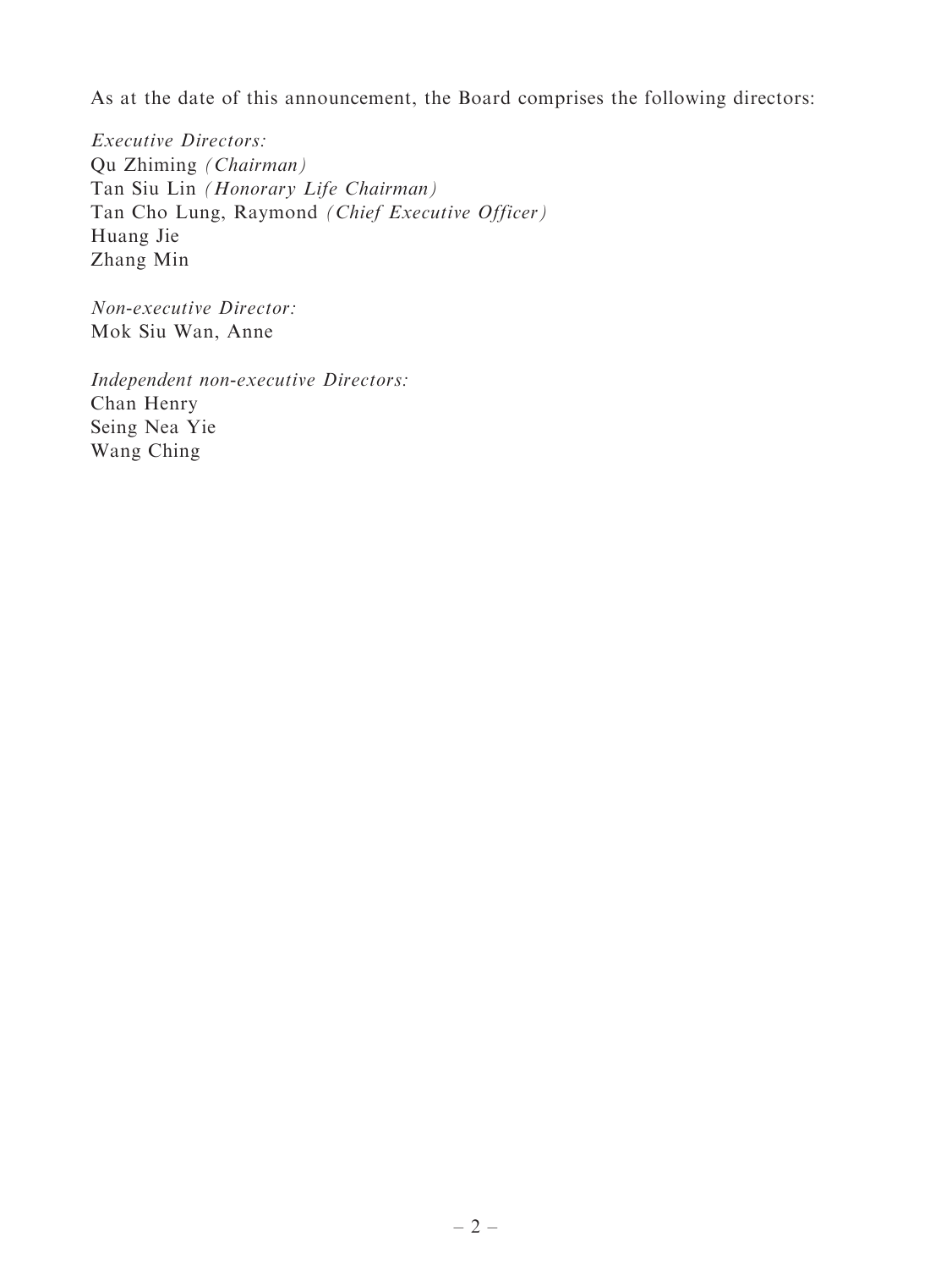As at the date of this announcement, the Board comprises the following directors:

*Executive Directors:*
Qu Zhiming *(Chairman)*
Tan Siu Lin *(Honorary Life Chairman)*
Tan Cho Lung, Raymond *(Chief Executive Officer)*
Huang Jie
Zhang Min

*Non-executive Director:*
Mok Siu Wan, Anne

*Independent non-executive Directors:*
Chan Henry
Seing Nea Yie
Wang Ching